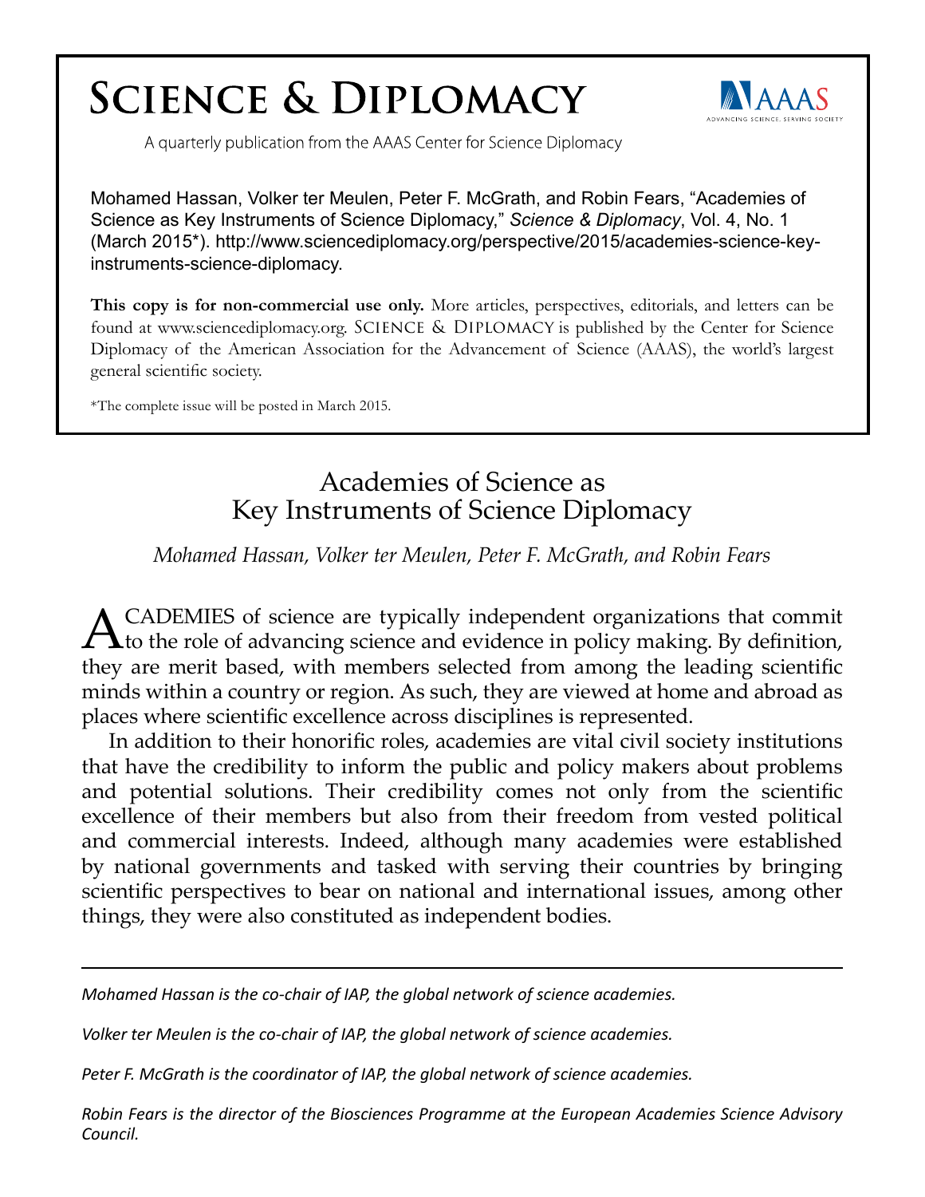# Science & Diplomacy

A quarterly publication from the AAAS Center for Science Diplomacy

Mohamed Hassan, Volker ter Meulen, Peter F. McGrath, and Robin Fears, "Academies of Science as Key Instruments of Science Diplomacy," *Science & Diplomacy*, Vol. 4, No. 1 (March 2015*). http://www.sciencediplomacy.org/perspective/2015/academies-science-key-instruments-science-diplomacy.

**This copy is for non-commercial use only.** More articles, perspectives, editorials, and letters can be found at www.sciencediplomacy.org. Science & Diplomacy is published by the Center for Science Diplomacy of the American Association for the Advancement of Science (AAAS), the world's largest general scientific society.

*The complete issue will be posted in March 2015.

## Academies of Science as Key Instruments of Science Diplomacy

*Mohamed Hassan, Volker ter Meulen, Peter F. McGrath, and Robin Fears*

ACADEMIES of science are typically independent organizations that commit to the role of advancing science and evidence in policy making. By definition, they are merit based, with members selected from among the leading scientific minds within a country or region. As such, they are viewed at home and abroad as places where scientific excellence across disciplines is represented.

In addition to their honorific roles, academies are vital civil society institutions that have the credibility to inform the public and policy makers about problems and potential solutions. Their credibility comes not only from the scientific excellence of their members but also from their freedom from vested political and commercial interests. Indeed, although many academies were established by national governments and tasked with serving their countries by bringing scientific perspectives to bear on national and international issues, among other things, they were also constituted as independent bodies.

---

*Mohamed Hassan is the co-chair of IAP, the global network of science academies.*

*Volker ter Meulen is the co-chair of IAP, the global network of science academies.*

*Peter F. McGrath is the coordinator of IAP, the global network of science academies.*

*Robin Fears is the director of the Biosciences Programme at the European Academies Science Advisory Council.*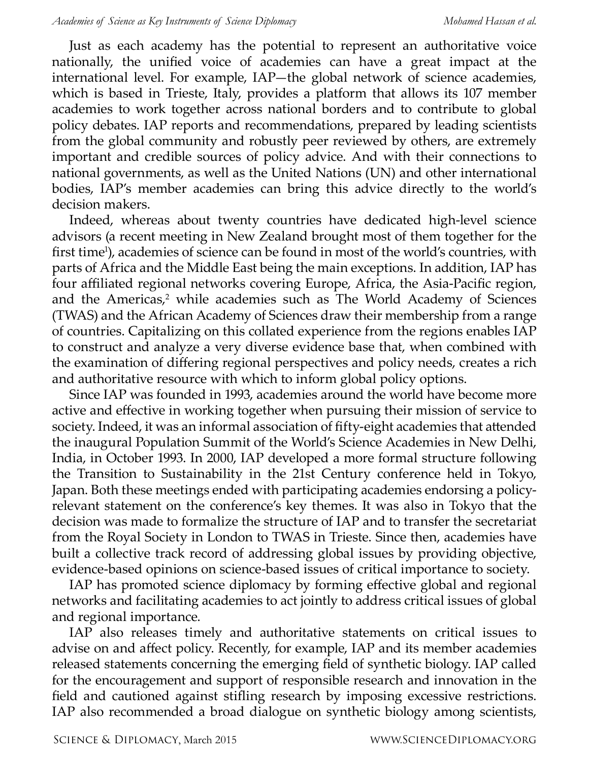Just as each academy has the potential to represent an authoritative voice nationally, the unified voice of academies can have a great impact at the international level. For example, IAP—the global network of science academies, which is based in Trieste, Italy, provides a platform that allows its 107 member academies to work together across national borders and to contribute to global policy debates. IAP reports and recommendations, prepared by leading scientists from the global community and robustly peer reviewed by others, are extremely important and credible sources of policy advice. And with their connections to national governments, as well as the United Nations (UN) and other international bodies, IAP's member academies can bring this advice directly to the world's decision makers.

Indeed, whereas about twenty countries have dedicated high-level science advisors (a recent meeting in New Zealand brought most of them together for the first time[1]), academies of science can be found in most of the world's countries, with parts of Africa and the Middle East being the main exceptions. In addition, IAP has four affiliated regional networks covering Europe, Africa, the Asia-Pacific region, and the Americas,[2] while academies such as The World Academy of Sciences (TWAS) and the African Academy of Sciences draw their membership from a range of countries. Capitalizing on this collated experience from the regions enables IAP to construct and analyze a very diverse evidence base that, when combined with the examination of differing regional perspectives and policy needs, creates a rich and authoritative resource with which to inform global policy options.

Since IAP was founded in 1993, academies around the world have become more active and effective in working together when pursuing their mission of service to society. Indeed, it was an informal association of fifty-eight academies that attended the inaugural Population Summit of the World's Science Academies in New Delhi, India, in October 1993. In 2000, IAP developed a more formal structure following the Transition to Sustainability in the 21st Century conference held in Tokyo, Japan. Both these meetings ended with participating academies endorsing a policy-relevant statement on the conference's key themes. It was also in Tokyo that the decision was made to formalize the structure of IAP and to transfer the secretariat from the Royal Society in London to TWAS in Trieste. Since then, academies have built a collective track record of addressing global issues by providing objective, evidence-based opinions on science-based issues of critical importance to society.

IAP has promoted science diplomacy by forming effective global and regional networks and facilitating academies to act jointly to address critical issues of global and regional importance.

IAP also releases timely and authoritative statements on critical issues to advise on and affect policy. Recently, for example, IAP and its member academies released statements concerning the emerging field of synthetic biology. IAP called for the encouragement and support of responsible research and innovation in the field and cautioned against stifling research by imposing excessive restrictions. IAP also recommended a broad dialogue on synthetic biology among scientists,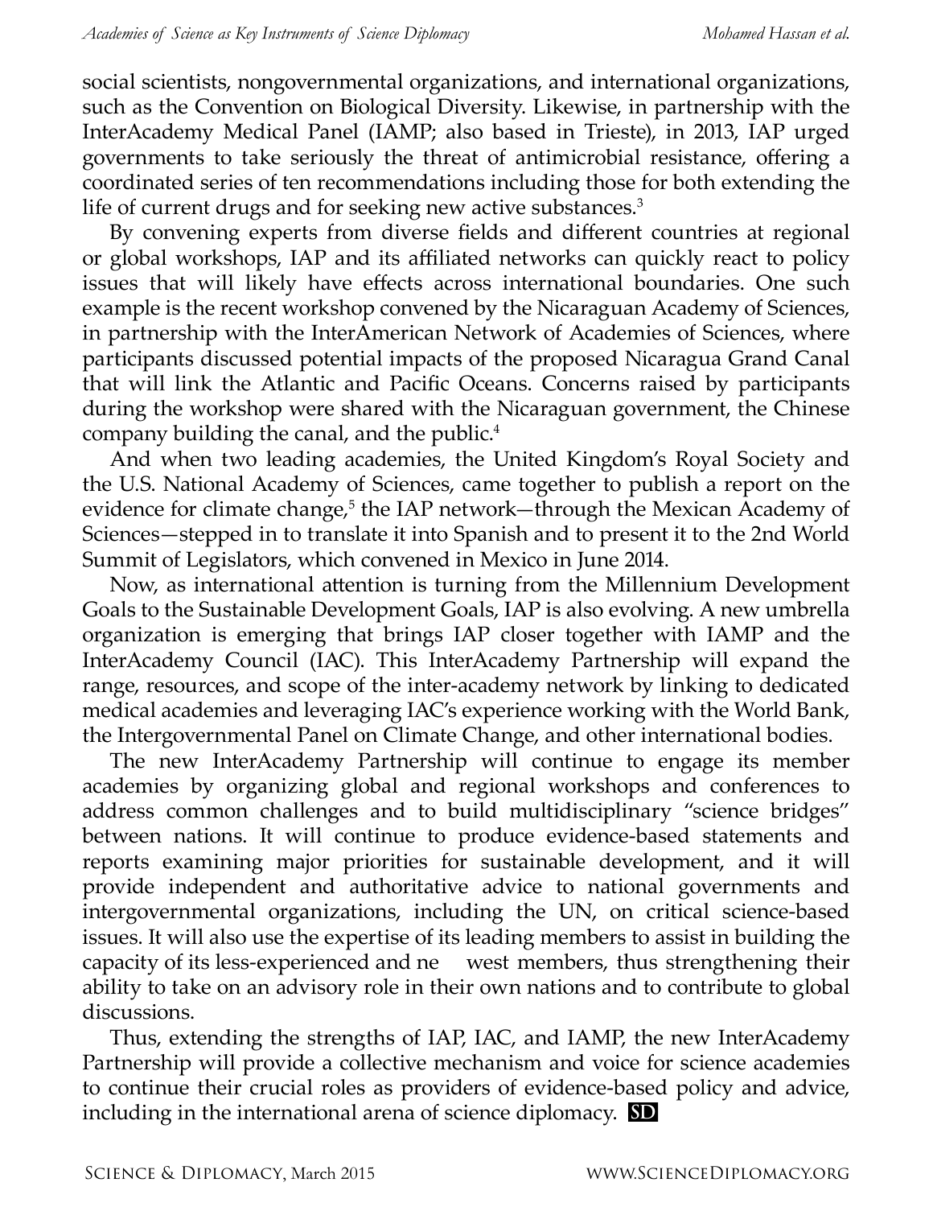social scientists, nongovernmental organizations, and international organizations, such as the Convention on Biological Diversity. Likewise, in partnership with the InterAcademy Medical Panel (IAMP; also based in Trieste), in 2013, IAP urged governments to take seriously the threat of antimicrobial resistance, offering a coordinated series of ten recommendations including those for both extending the life of current drugs and for seeking new active substances.[3]

By convening experts from diverse fields and different countries at regional or global workshops, IAP and its affiliated networks can quickly react to policy issues that will likely have effects across international boundaries. One such example is the recent workshop convened by the Nicaraguan Academy of Sciences, in partnership with the InterAmerican Network of Academies of Sciences, where participants discussed potential impacts of the proposed Nicaragua Grand Canal that will link the Atlantic and Pacific Oceans. Concerns raised by participants during the workshop were shared with the Nicaraguan government, the Chinese company building the canal, and the public.[4]

And when two leading academies, the United Kingdom's Royal Society and the U.S. National Academy of Sciences, came together to publish a report on the evidence for climate change,[5] the IAP network—through the Mexican Academy of Sciences—stepped in to translate it into Spanish and to present it to the 2nd World Summit of Legislators, which convened in Mexico in June 2014.

Now, as international attention is turning from the Millennium Development Goals to the Sustainable Development Goals, IAP is also evolving. A new umbrella organization is emerging that brings IAP closer together with IAMP and the InterAcademy Council (IAC). This InterAcademy Partnership will expand the range, resources, and scope of the inter-academy network by linking to dedicated medical academies and leveraging IAC's experience working with the World Bank, the Intergovernmental Panel on Climate Change, and other international bodies.

The new InterAcademy Partnership will continue to engage its member academies by organizing global and regional workshops and conferences to address common challenges and to build multidisciplinary "science bridges" between nations. It will continue to produce evidence-based statements and reports examining major priorities for sustainable development, and it will provide independent and authoritative advice to national governments and intergovernmental organizations, including the UN, on critical science-based issues. It will also use the expertise of its leading members to assist in building the capacity of its less-experienced and newest members, thus strengthening their ability to take on an advisory role in their own nations and to contribute to global discussions.

Thus, extending the strengths of IAP, IAC, and IAMP, the new InterAcademy Partnership will provide a collective mechanism and voice for science academies to continue their crucial roles as providers of evidence-based policy and advice, including in the international arena of science diplomacy. **SD**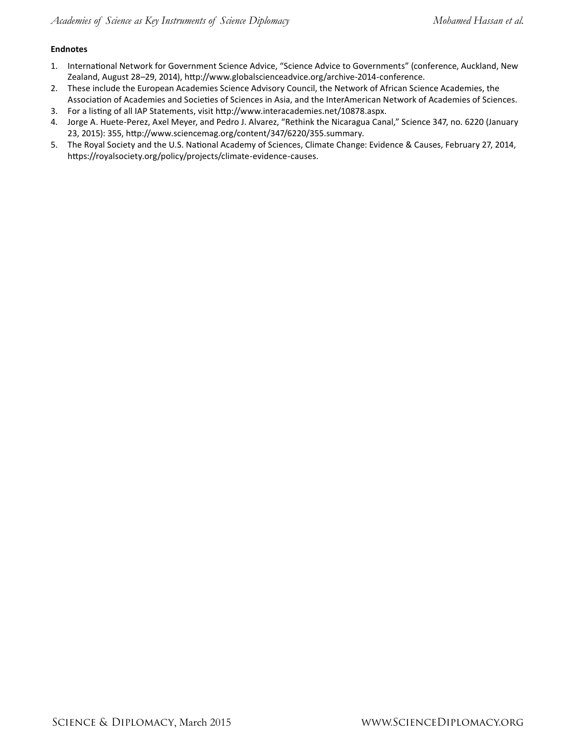**Endnotes**

1. International Network for Government Science Advice, “Science Advice to Governments” (conference, Auckland, New Zealand, August 28–29, 2014), http://www.globalscienceadvice.org/archive-2014-conference.
2. These include the European Academies Science Advisory Council, the Network of African Science Academies, the Association of Academies and Societies of Sciences in Asia, and the InterAmerican Network of Academies of Sciences.
3. For a listing of all IAP Statements, visit http://www.interacademies.net/10878.aspx.
4. Jorge A. Huete-Perez, Axel Meyer, and Pedro J. Alvarez, “Rethink the Nicaragua Canal,” Science 347, no. 6220 (January 23, 2015): 355, http://www.sciencemag.org/content/347/6220/355.summary.
5. The Royal Society and the U.S. National Academy of Sciences, Climate Change: Evidence & Causes, February 27, 2014, https://royalsociety.org/policy/projects/climate-evidence-causes.